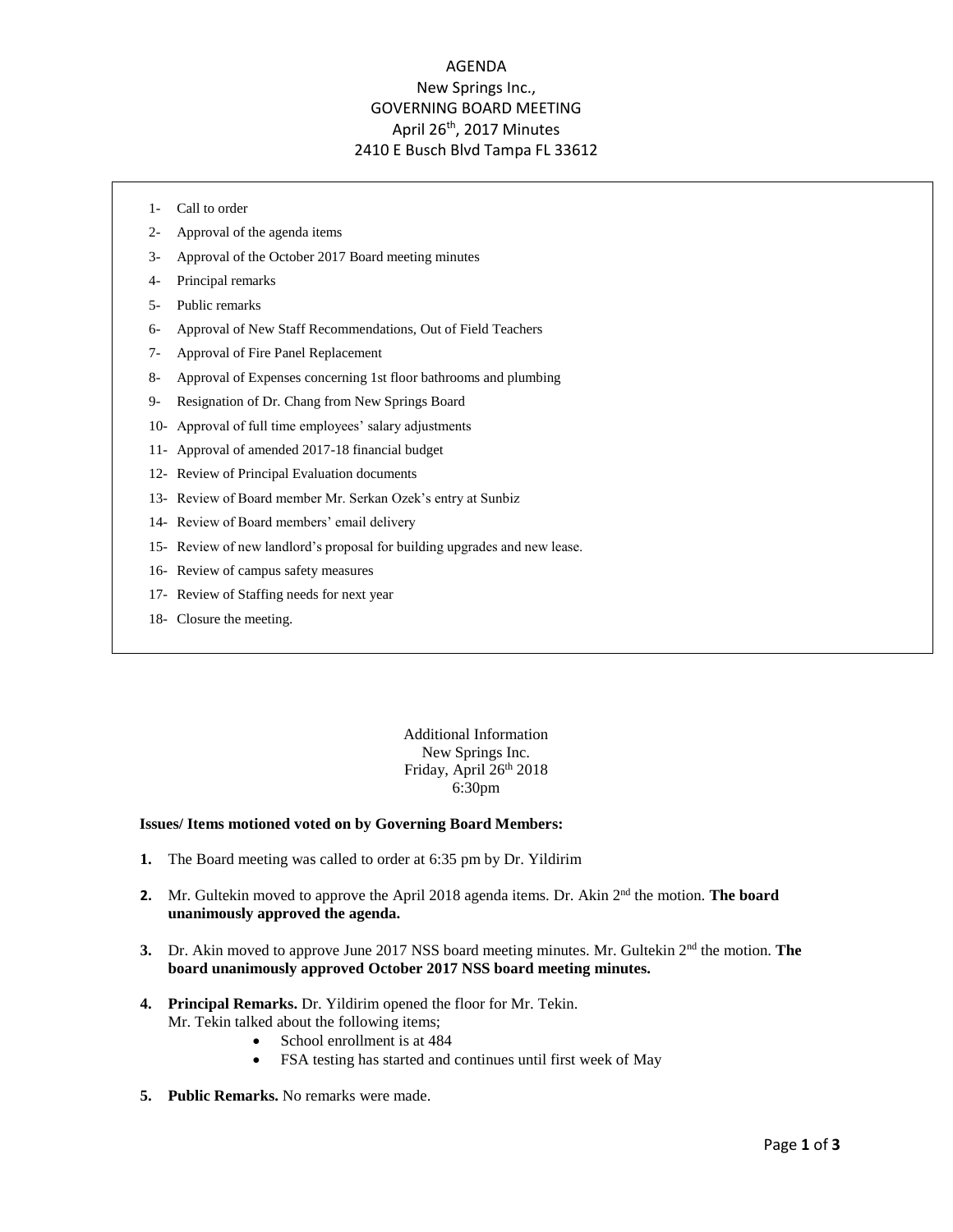# AGENDA

## New Springs Inc.,
## GOVERNING BOARD MEETING
## April 26th, 2017 Minutes
## 2410 E Busch Blvd Tampa FL 33612

1- Call to order
2- Approval of the agenda items
3- Approval of the October 2017 Board meeting minutes
4- Principal remarks
5- Public remarks
6- Approval of New Staff Recommendations, Out of Field Teachers
7- Approval of Fire Panel Replacement
8- Approval of Expenses concerning 1st floor bathrooms and plumbing
9- Resignation of Dr. Chang from New Springs Board
10- Approval of full time employees' salary adjustments
11- Approval of amended 2017-18 financial budget
12- Review of Principal Evaluation documents
13- Review of Board member Mr. Serkan Ozek's entry at Sunbiz
14- Review of Board members' email delivery
15- Review of new landlord's proposal for building upgrades and new lease.
16- Review of campus safety measures
17- Review of Staffing needs for next year
18- Closure the meeting.

Additional Information
New Springs Inc.
Friday, April 26th 2018
6:30pm

**Issues/ Items motioned voted on by Governing Board Members:**

1. The Board meeting was called to order at 6:35 pm by Dr. Yildirim

2. Mr. Gultekin moved to approve the April 2018 agenda items. Dr. Akin 2nd the motion. **The board unanimously approved the agenda.**

3. Dr. Akin moved to approve June 2017 NSS board meeting minutes. Mr. Gultekin 2nd the motion. **The board unanimously approved October 2017 NSS board meeting minutes.**

4. **Principal Remarks.** Dr. Yildirim opened the floor for Mr. Tekin.
   Mr. Tekin talked about the following items;
   - School enrollment is at 484
   - FSA testing has started and continues until first week of May

5. **Public Remarks.** No remarks were made.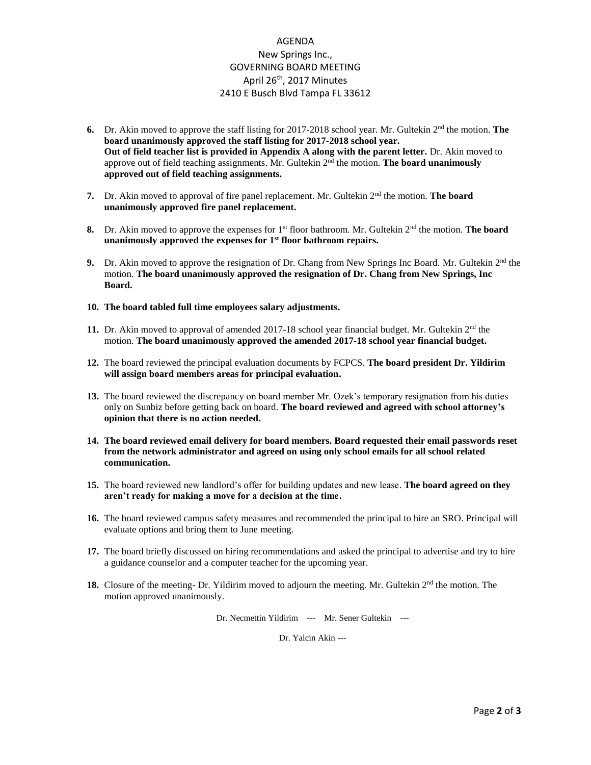AGENDA
New Springs Inc.,
GOVERNING BOARD MEETING
April 26th, 2017 Minutes
2410 E Busch Blvd Tampa FL 33612

6. Dr. Akin moved to approve the staff listing for 2017-2018 school year. Mr. Gultekin 2nd the motion. **The board unanimously approved the staff listing for 2017-2018 school year.**
   **Out of field teacher list is provided in Appendix A along with the parent letter.** Dr. Akin moved to approve out of field teaching assignments. Mr. Gultekin 2nd the motion. **The board unanimously approved out of field teaching assignments.**

7. Dr. Akin moved to approval of fire panel replacement. Mr. Gultekin 2nd the motion. **The board unanimously approved fire panel replacement.**

8. Dr. Akin moved to approve the expenses for 1st floor bathroom. Mr. Gultekin 2nd the motion. **The board unanimously approved the expenses for 1st floor bathroom repairs.**

9. Dr. Akin moved to approve the resignation of Dr. Chang from New Springs Inc Board. Mr. Gultekin 2nd the motion. **The board unanimously approved the resignation of Dr. Chang from New Springs, Inc Board.**

10. **The board tabled full time employees salary adjustments.**

11. Dr. Akin moved to approval of amended 2017-18 school year financial budget. Mr. Gultekin 2nd the motion. **The board unanimously approved the amended 2017-18 school year financial budget.**

12. The board reviewed the principal evaluation documents by FCPCS. **The board president Dr. Yildirim will assign board members areas for principal evaluation.**

13. The board reviewed the discrepancy on board member Mr. Ozek's temporary resignation from his duties only on Sunbiz before getting back on board. **The board reviewed and agreed with school attorney's opinion that there is no action needed.**

14. **The board reviewed email delivery for board members. Board requested their email passwords reset from the network administrator and agreed on using only school emails for all school related communication.**

15. The board reviewed new landlord's offer for building updates and new lease. **The board agreed on they aren't ready for making a move for a decision at the time.**

16. The board reviewed campus safety measures and recommended the principal to hire an SRO. Principal will evaluate options and bring them to June meeting.

17. The board briefly discussed on hiring recommendations and asked the principal to advertise and try to hire a guidance counselor and a computer teacher for the upcoming year.

18. Closure of the meeting- Dr. Yildirim moved to adjourn the meeting. Mr. Gultekin 2nd the motion. The motion approved unanimously.

Dr. Necmettin Yildirim --- Mr. Sener Gultekin ---

Dr. Yalcin Akin ---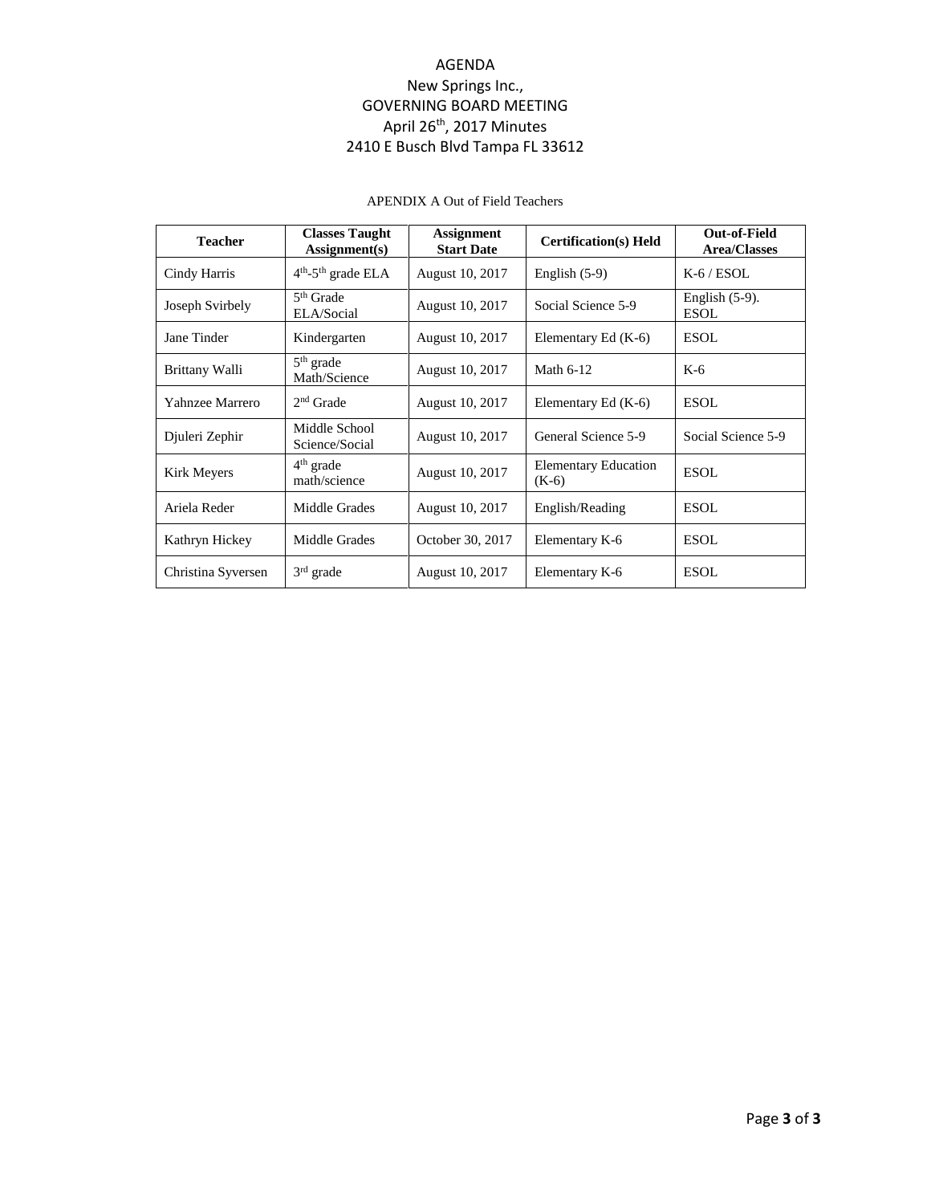# AGENDA
## New Springs Inc.,
## GOVERNING BOARD MEETING
## April 26th, 2017 Minutes
## 2410 E Busch Blvd Tampa FL 33612

APENDIX A Out of Field Teachers

| Teacher | Classes Taught Assignment(s) | Assignment Start Date | Certification(s) Held | Out-of-Field Area/Classes |
|---|---|---|---|---|
| Cindy Harris | 4th-5th grade ELA | August 10, 2017 | English (5-9) | K-6 / ESOL |
| Joseph Svirbely | 5th Grade ELA/Social | August 10, 2017 | Social Science 5-9 | English (5-9). ESOL |
| Jane Tinder | Kindergarten | August 10, 2017 | Elementary Ed (K-6) | ESOL |
| Brittany Walli | 5th grade Math/Science | August 10, 2017 | Math 6-12 | K-6 |
| Yahnzee Marrero | 2nd Grade | August 10, 2017 | Elementary Ed (K-6) | ESOL |
| Djuleri Zephir | Middle School Science/Social | August 10, 2017 | General Science 5-9 | Social Science 5-9 |
| Kirk Meyers | 4th grade math/science | August 10, 2017 | Elementary Education (K-6) | ESOL |
| Ariela Reder | Middle Grades | August 10, 2017 | English/Reading | ESOL |
| Kathryn Hickey | Middle Grades | October 30, 2017 | Elementary K-6 | ESOL |
| Christina Syversen | 3rd grade | August 10, 2017 | Elementary K-6 | ESOL |